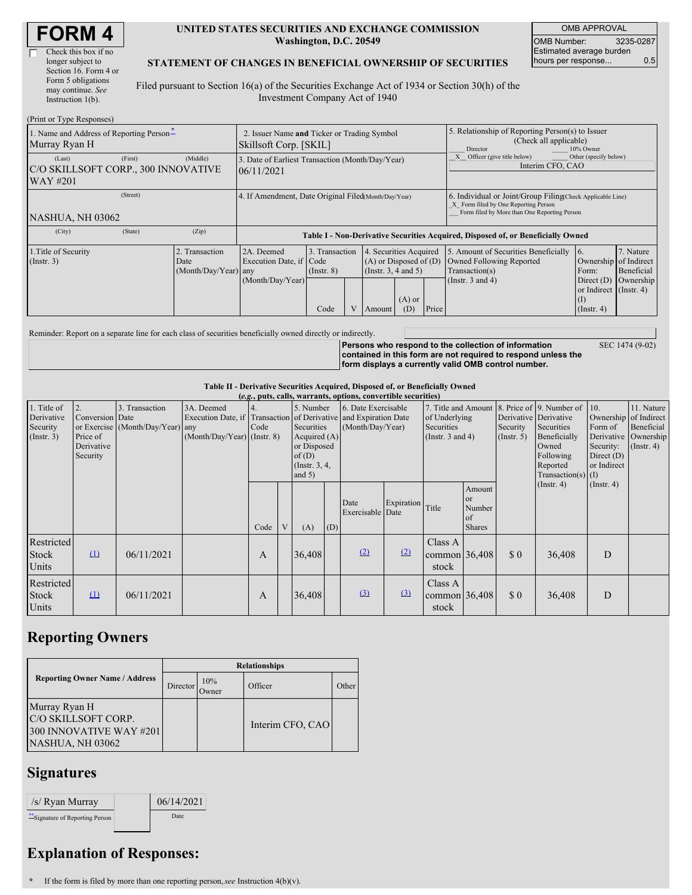# FORM 4

☐ Check this box if no longer subject to Section 16. Form 4 or Form 5 obligations may continue. *See* Instruction 1(b).

**UNITED STATES SECURITIES AND EXCHANGE COMMISSION**
**Washington, D.C. 20549**

**STATEMENT OF CHANGES IN BENEFICIAL OWNERSHIP OF SECURITIES**

Filed pursuant to Section 16(a) of the Securities Exchange Act of 1934 or Section 30(h) of the Investment Company Act of 1940

| OMB APPROVAL | |
|---|---|
| OMB Number: | 3235-0287 |
| Estimated average burden hours per response... | 0.5 |

(Print or Type Responses)

| 1. Name and Address of Reporting Person* | 2. Issuer Name and Ticker or Trading Symbol | 5. Relationship of Reporting Person(s) to Issuer (Check all applicable) |
|---|---|---|
| Murray Ryan H | Skillsoft Corp. [SKIL] | ___ Director ___ 10% Owner |
| (Last) (First) (Middle) C/O SKILLSOFT CORP., 300 INNOVATIVE WAY #201 | 3. Date of Earliest Transaction (Month/Day/Year) 06/11/2021 | _X_ Officer (give title below) ___ Other (specify below) Interim CFO, CAO |
| (Street) NASHUA, NH 03062 | 4. If Amendment, Date Original Filed (Month/Day/Year) | 6. Individual or Joint/Group Filing (Check Applicable Line) _X_ Form filed by One Reporting Person ___ Form filed by More than One Reporting Person |
| (City) (State) (Zip) | | |

**Table I - Non-Derivative Securities Acquired, Disposed of, or Beneficially Owned**

| 1.Title of Security (Instr. 3) | 2. Transaction Date (Month/Day/Year) | 2A. Deemed Execution Date, if any (Month/Day/Year) | 3. Transaction Code (Instr. 8) | | 4. Securities Acquired (A) or Disposed of (D) (Instr. 3, 4 and 5) | | | 5. Amount of Securities Beneficially Owned Following Reported Transaction(s) (Instr. 3 and 4) | 6. Ownership Form: Direct (D) or Indirect (I) (Instr. 4) | 7. Nature of Indirect Beneficial Ownership (Instr. 4) |
|---|---|---|---|---|---|---|---|---|---|---|
| | | | Code | V | Amount | (A) or (D) | Price | | | |

Reminder: Report on a separate line for each class of securities beneficially owned directly or indirectly.

**Persons who respond to the collection of information contained in this form are not required to respond unless the form displays a currently valid OMB control number.** SEC 1474 (9-02)

**Table II - Derivative Securities Acquired, Disposed of, or Beneficially Owned**
**(*e.g.*, puts, calls, warrants, options, convertible securities)**

| 1. Title of Derivative Security (Instr. 3) | 2. Conversion or Exercise Price of Derivative Security | 3. Transaction Date (Month/Day/Year) | 3A. Deemed Execution Date, if any (Month/Day/Year) | 4. Transaction Code (Instr. 8) | | 5. Number of Derivative Securities Acquired (A) or Disposed of (D) (Instr. 3, 4, and 5) | | 6. Date Exercisable and Expiration Date (Month/Day/Year) | | 7. Title and Amount of Underlying Securities (Instr. 3 and 4) | | 8. Price of Derivative Security (Instr. 5) | 9. Number of Derivative Securities Beneficially Owned Following Reported Transaction(s) (Instr. 4) | 10. Ownership Form of Derivative Security: Direct (D) or Indirect (I) (Instr. 4) | 11. Nature of Indirect Beneficial Ownership (Instr. 4) |
|---|---|---|---|---|---|---|---|---|---|---|---|---|---|---|---|
| | | | | Code | V | (A) | (D) | Date Exercisable | Expiration Date | Title | Amount or Number of Shares | | | | |
| Restricted Stock Units | (1) | 06/11/2021 | | A | | 36,408 | | (2) | (2) | Class A common stock | 36,408 | $ 0 | 36,408 | D | |
| Restricted Stock Units | (1) | 06/11/2021 | | A | | 36,408 | | (3) | (3) | Class A common stock | 36,408 | $ 0 | 36,408 | D | |

## Reporting Owners

| Reporting Owner Name / Address | Relationships | | | |
|---|---|---|---|---|
| | Director | 10% Owner | Officer | Other |
| Murray Ryan H C/O SKILLSOFT CORP. 300 INNOVATIVE WAY #201 NASHUA, NH 03062 | | | Interim CFO, CAO | |

## Signatures

| /s/ Ryan Murray | 06/14/2021 |
|---|---|
| **Signature of Reporting Person | Date |

## Explanation of Responses:

\* If the form is filed by more than one reporting person, *see* Instruction 4(b)(v).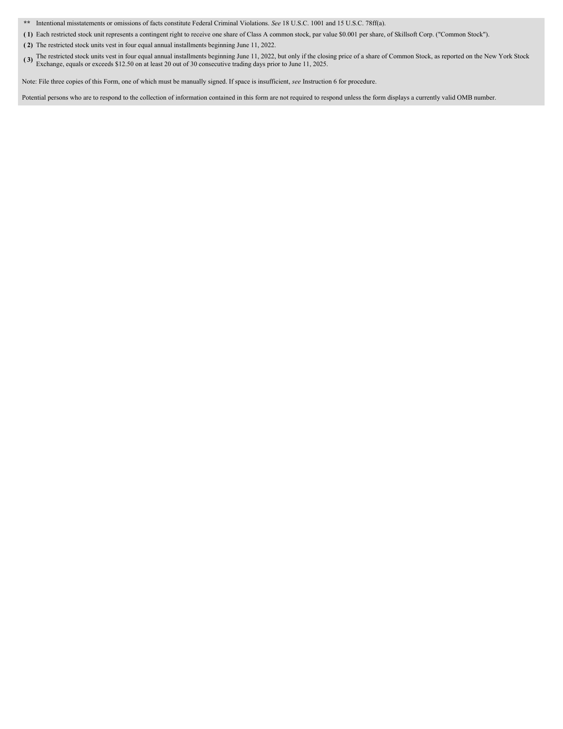** Intentional misstatements or omissions of facts constitute Federal Criminal Violations. *See* 18 U.S.C. 1001 and 15 U.S.C. 78ff(a).

( 1) Each restricted stock unit represents a contingent right to receive one share of Class A common stock, par value $0.001 per share, of Skillsoft Corp. ("Common Stock").

( 2) The restricted stock units vest in four equal annual installments beginning June 11, 2022.

( 3) The restricted stock units vest in four equal annual installments beginning June 11, 2022, but only if the closing price of a share of Common Stock, as reported on the New York Stock Exchange, equals or exceeds $12.50 on at least 20 out of 30 consecutive trading days prior to June 11, 2025.

Note: File three copies of this Form, one of which must be manually signed. If space is insufficient, *see* Instruction 6 for procedure.

Potential persons who are to respond to the collection of information contained in this form are not required to respond unless the form displays a currently valid OMB number.